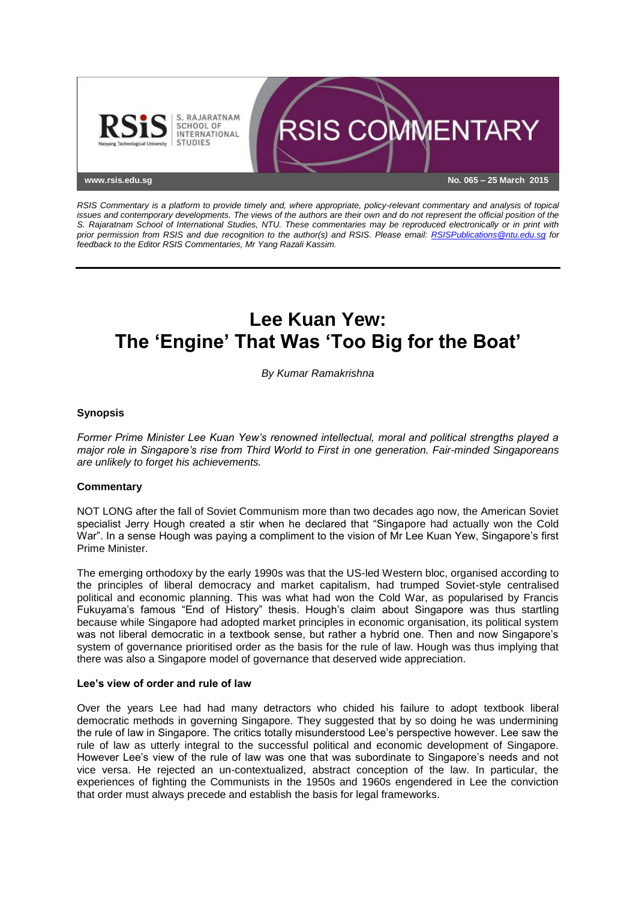RSIS COMMENTARY

www.rsis.edu.sg

No. 065 – 25 March 2015

*RSIS Commentary is a platform to provide timely and, where appropriate, policy-relevant commentary and analysis of topical issues and contemporary developments. The views of the authors are their own and do not represent the official position of the S. Rajaratnam School of International Studies, NTU. These commentaries may be reproduced electronically or in print with prior permission from RSIS and due recognition to the author(s) and RSIS. Please email: RSISPublications@ntu.edu.sg for feedback to the Editor RSIS Commentaries, Mr Yang Razali Kassim.*

# Lee Kuan Yew: The 'Engine' That Was 'Too Big for the Boat'

*By Kumar Ramakrishna*

### Synopsis

*Former Prime Minister Lee Kuan Yew's renowned intellectual, moral and political strengths played a major role in Singapore's rise from Third World to First in one generation. Fair-minded Singaporeans are unlikely to forget his achievements.*

### Commentary

NOT LONG after the fall of Soviet Communism more than two decades ago now, the American Soviet specialist Jerry Hough created a stir when he declared that "Singapore had actually won the Cold War". In a sense Hough was paying a compliment to the vision of Mr Lee Kuan Yew, Singapore's first Prime Minister.

The emerging orthodoxy by the early 1990s was that the US-led Western bloc, organised according to the principles of liberal democracy and market capitalism, had trumped Soviet-style centralised political and economic planning. This was what had won the Cold War, as popularised by Francis Fukuyama's famous "End of History" thesis. Hough's claim about Singapore was thus startling because while Singapore had adopted market principles in economic organisation, its political system was not liberal democratic in a textbook sense, but rather a hybrid one. Then and now Singapore's system of governance prioritised order as the basis for the rule of law. Hough was thus implying that there was also a Singapore model of governance that deserved wide appreciation.

### Lee's view of order and rule of law

Over the years Lee had had many detractors who chided his failure to adopt textbook liberal democratic methods in governing Singapore. They suggested that by so doing he was undermining the rule of law in Singapore. The critics totally misunderstood Lee's perspective however. Lee saw the rule of law as utterly integral to the successful political and economic development of Singapore. However Lee's view of the rule of law was one that was subordinate to Singapore's needs and not vice versa. He rejected an un-contextualized, abstract conception of the law. In particular, the experiences of fighting the Communists in the 1950s and 1960s engendered in Lee the conviction that order must always precede and establish the basis for legal frameworks.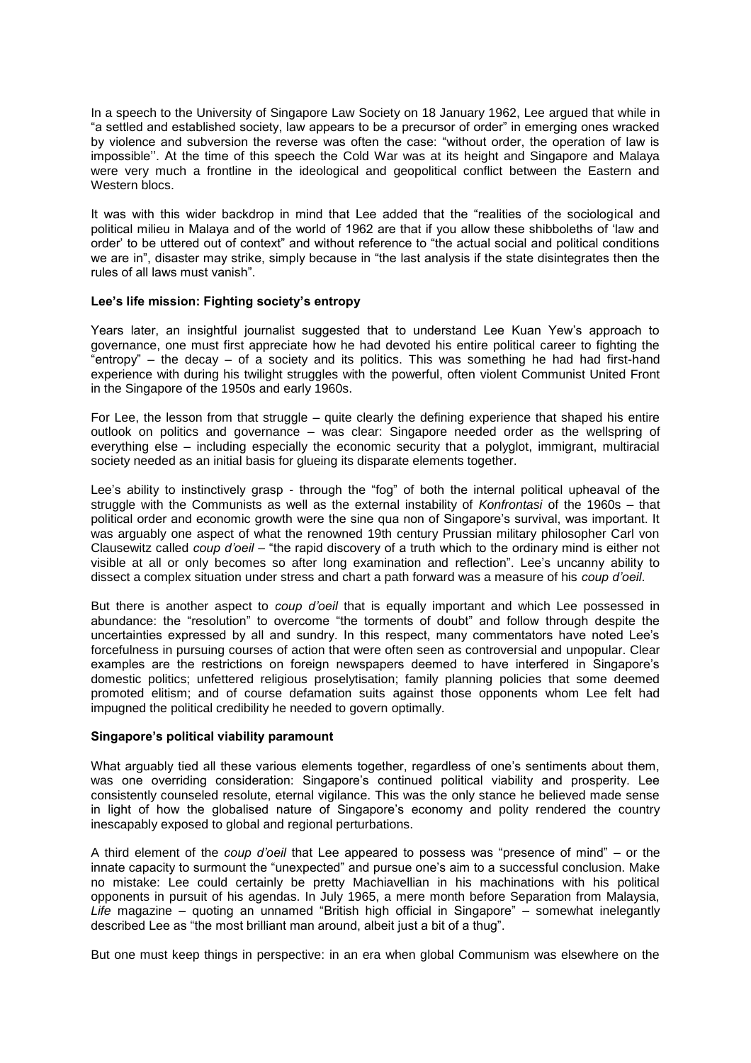In a speech to the University of Singapore Law Society on 18 January 1962, Lee argued that while in "a settled and established society, law appears to be a precursor of order" in emerging ones wracked by violence and subversion the reverse was often the case: "without order, the operation of law is impossible''. At the time of this speech the Cold War was at its height and Singapore and Malaya were very much a frontline in the ideological and geopolitical conflict between the Eastern and Western blocs.

It was with this wider backdrop in mind that Lee added that the "realities of the sociological and political milieu in Malaya and of the world of 1962 are that if you allow these shibboleths of 'law and order' to be uttered out of context" and without reference to "the actual social and political conditions we are in", disaster may strike, simply because in "the last analysis if the state disintegrates then the rules of all laws must vanish".

**Lee's life mission: Fighting society's entropy**

Years later, an insightful journalist suggested that to understand Lee Kuan Yew's approach to governance, one must first appreciate how he had devoted his entire political career to fighting the "entropy" – the decay – of a society and its politics. This was something he had had first-hand experience with during his twilight struggles with the powerful, often violent Communist United Front in the Singapore of the 1950s and early 1960s.

For Lee, the lesson from that struggle – quite clearly the defining experience that shaped his entire outlook on politics and governance – was clear: Singapore needed order as the wellspring of everything else – including especially the economic security that a polyglot, immigrant, multiracial society needed as an initial basis for glueing its disparate elements together.

Lee's ability to instinctively grasp - through the "fog" of both the internal political upheaval of the struggle with the Communists as well as the external instability of *Konfrontasi* of the 1960s – that political order and economic growth were the sine qua non of Singapore's survival, was important. It was arguably one aspect of what the renowned 19th century Prussian military philosopher Carl von Clausewitz called *coup d'oeil* – "the rapid discovery of a truth which to the ordinary mind is either not visible at all or only becomes so after long examination and reflection". Lee's uncanny ability to dissect a complex situation under stress and chart a path forward was a measure of his *coup d'oeil*.

But there is another aspect to *coup d'oeil* that is equally important and which Lee possessed in abundance: the "resolution" to overcome "the torments of doubt" and follow through despite the uncertainties expressed by all and sundry. In this respect, many commentators have noted Lee's forcefulness in pursuing courses of action that were often seen as controversial and unpopular. Clear examples are the restrictions on foreign newspapers deemed to have interfered in Singapore's domestic politics; unfettered religious proselytisation; family planning policies that some deemed promoted elitism; and of course defamation suits against those opponents whom Lee felt had impugned the political credibility he needed to govern optimally.

**Singapore's political viability paramount**

What arguably tied all these various elements together, regardless of one's sentiments about them, was one overriding consideration: Singapore's continued political viability and prosperity. Lee consistently counseled resolute, eternal vigilance. This was the only stance he believed made sense in light of how the globalised nature of Singapore's economy and polity rendered the country inescapably exposed to global and regional perturbations.

A third element of the *coup d'oeil* that Lee appeared to possess was "presence of mind" – or the innate capacity to surmount the "unexpected" and pursue one's aim to a successful conclusion. Make no mistake: Lee could certainly be pretty Machiavellian in his machinations with his political opponents in pursuit of his agendas. In July 1965, a mere month before Separation from Malaysia, *Life* magazine – quoting an unnamed "British high official in Singapore" – somewhat inelegantly described Lee as "the most brilliant man around, albeit just a bit of a thug".

But one must keep things in perspective: in an era when global Communism was elsewhere on the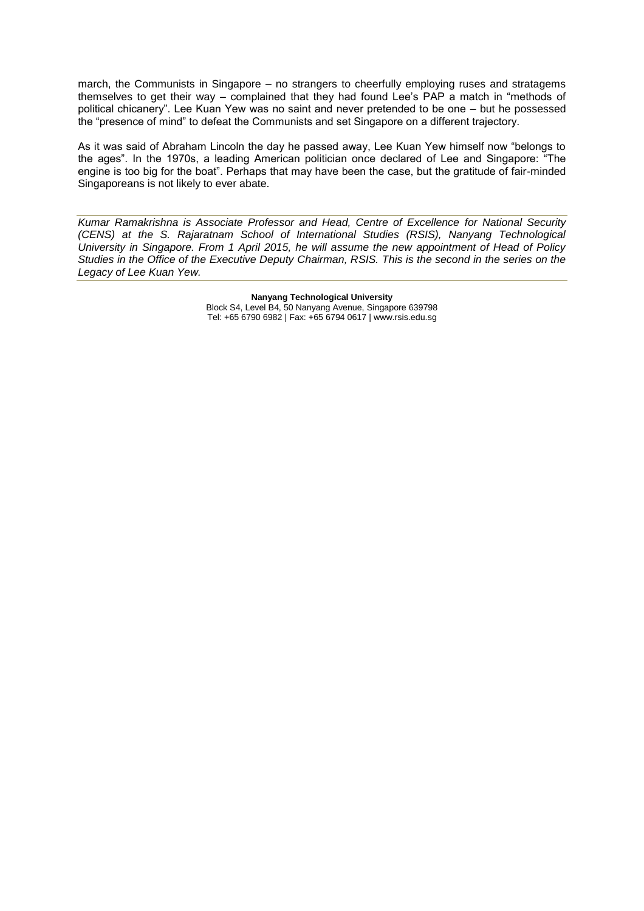march, the Communists in Singapore – no strangers to cheerfully employing ruses and stratagems themselves to get their way – complained that they had found Lee's PAP a match in "methods of political chicanery". Lee Kuan Yew was no saint and never pretended to be one – but he possessed the "presence of mind" to defeat the Communists and set Singapore on a different trajectory.

As it was said of Abraham Lincoln the day he passed away, Lee Kuan Yew himself now "belongs to the ages". In the 1970s, a leading American politician once declared of Lee and Singapore: "The engine is too big for the boat". Perhaps that may have been the case, but the gratitude of fair-minded Singaporeans is not likely to ever abate.

---

*Kumar Ramakrishna is Associate Professor and Head, Centre of Excellence for National Security (CENS) at the S. Rajaratnam School of International Studies (RSIS), Nanyang Technological University in Singapore. From 1 April 2015, he will assume the new appointment of Head of Policy Studies in the Office of the Executive Deputy Chairman, RSIS. This is the second in the series on the Legacy of Lee Kuan Yew.*

---

**Nanyang Technological University**
Block S4, Level B4, 50 Nanyang Avenue, Singapore 639798
Tel: +65 6790 6982 | Fax: +65 6794 0617 | www.rsis.edu.sg